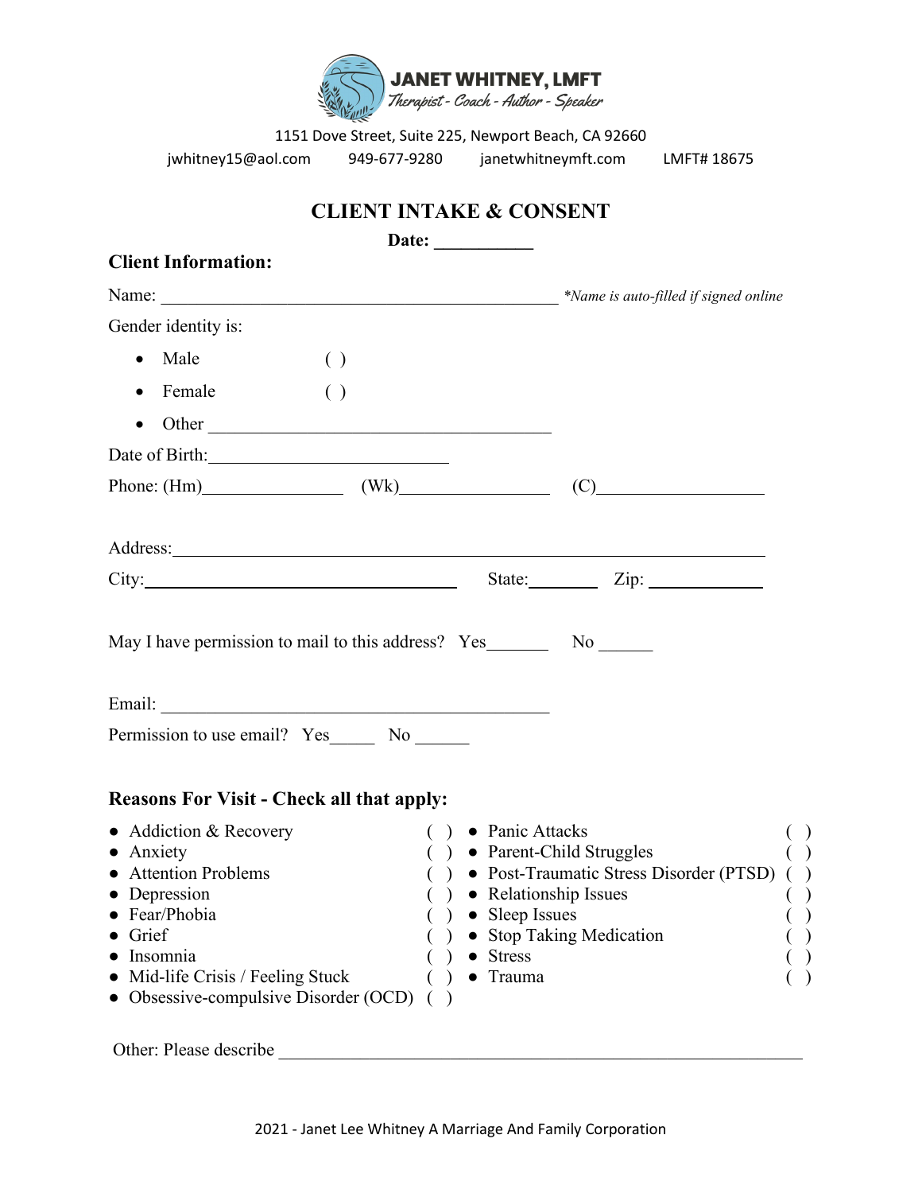**JANET WHITNEY, LMFT**
*Therapist - Coach - Author - Speaker*

1151 Dove Street, Suite 225, Newport Beach, CA 92660

jwhitney15@aol.com    949-677-9280    janetwhitneymft.com    LMFT# 18675

# CLIENT INTAKE & CONSENT

**Date: ___________**

**Client Information:**

Name: ______________________________________________ *\*Name is auto-filled if signed online*

Gender identity is:

- Male ( )
- Female ( )
- Other ________________________________________

Date of Birth:____________________________

Phone: (Hm)________________ (Wk)_________________ (C)___________________

Address:_____________________________________________________________________

City:_____________________________________ State:________ Zip: _____________

May I have permission to mail to this address? Yes_______ No ______

Email: _____________________________________________

Permission to use email? Yes_____ No ______

**Reasons For Visit - Check all that apply:**

- Addiction & Recovery ( )
- Anxiety ( )
- Attention Problems ( )
- Depression ( )
- Fear/Phobia ( )
- Grief ( )
- Insomnia ( )
- Mid-life Crisis / Feeling Stuck ( )
- Obsessive-compulsive Disorder (OCD) ( )
- Panic Attacks ( )
- Parent-Child Struggles ( )
- Post-Traumatic Stress Disorder (PTSD) ( )
- Relationship Issues ( )
- Sleep Issues ( )
- Stop Taking Medication ( )
- Stress ( )
- Trauma ( )

Other: Please describe ____________________________________________________________

2021 - Janet Lee Whitney A Marriage And Family Corporation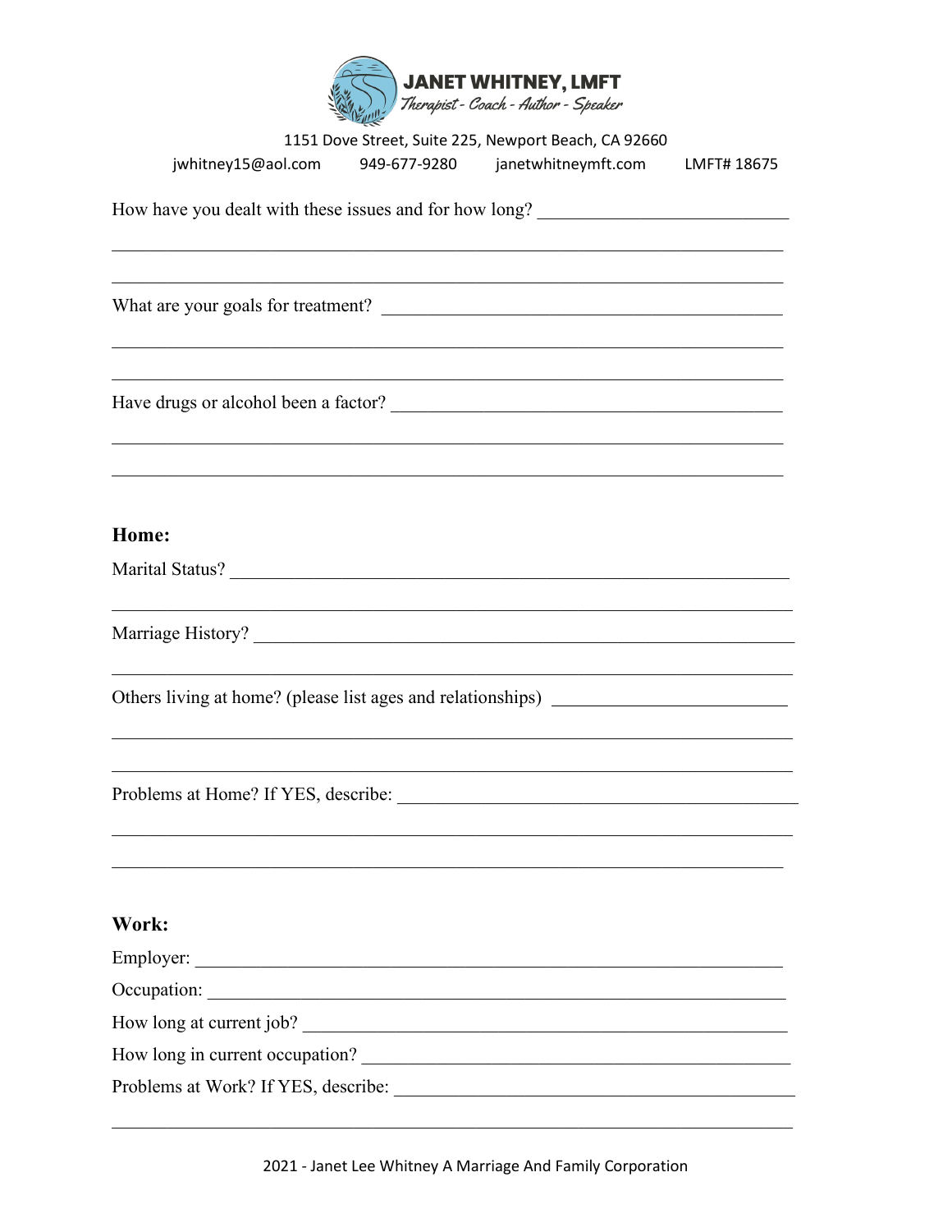**JANET WHITNEY, LMFT**
*Therapist - Coach - Author - Speaker*

1151 Dove Street, Suite 225, Newport Beach, CA 92660
jwhitney15@aol.com 949-677-9280 janetwhitneymft.com LMFT# 18675

How have you dealt with these issues and for how long? ___________________________

_____________________________________________________________________________

_____________________________________________________________________________

What are your goals for treatment? ____________________________________________

_____________________________________________________________________________

_____________________________________________________________________________

Have drugs or alcohol been a factor? ___________________________________________

_____________________________________________________________________________

_____________________________________________________________________________

**Home:**

Marital Status? ______________________________________________________________

_____________________________________________________________________________

Marriage History? ____________________________________________________________

_____________________________________________________________________________

Others living at home? (please list ages and relationships) _________________________

_____________________________________________________________________________

_____________________________________________________________________________

Problems at Home? If YES, describe: ____________________________________________

_____________________________________________________________________________

_____________________________________________________________________________

**Work:**

Employer: __________________________________________________________________

Occupation: _________________________________________________________________

How long at current job? ______________________________________________________

How long in current occupation? _______________________________________________

Problems at Work? If YES, describe: ____________________________________________

_____________________________________________________________________________

2021 - Janet Lee Whitney A Marriage And Family Corporation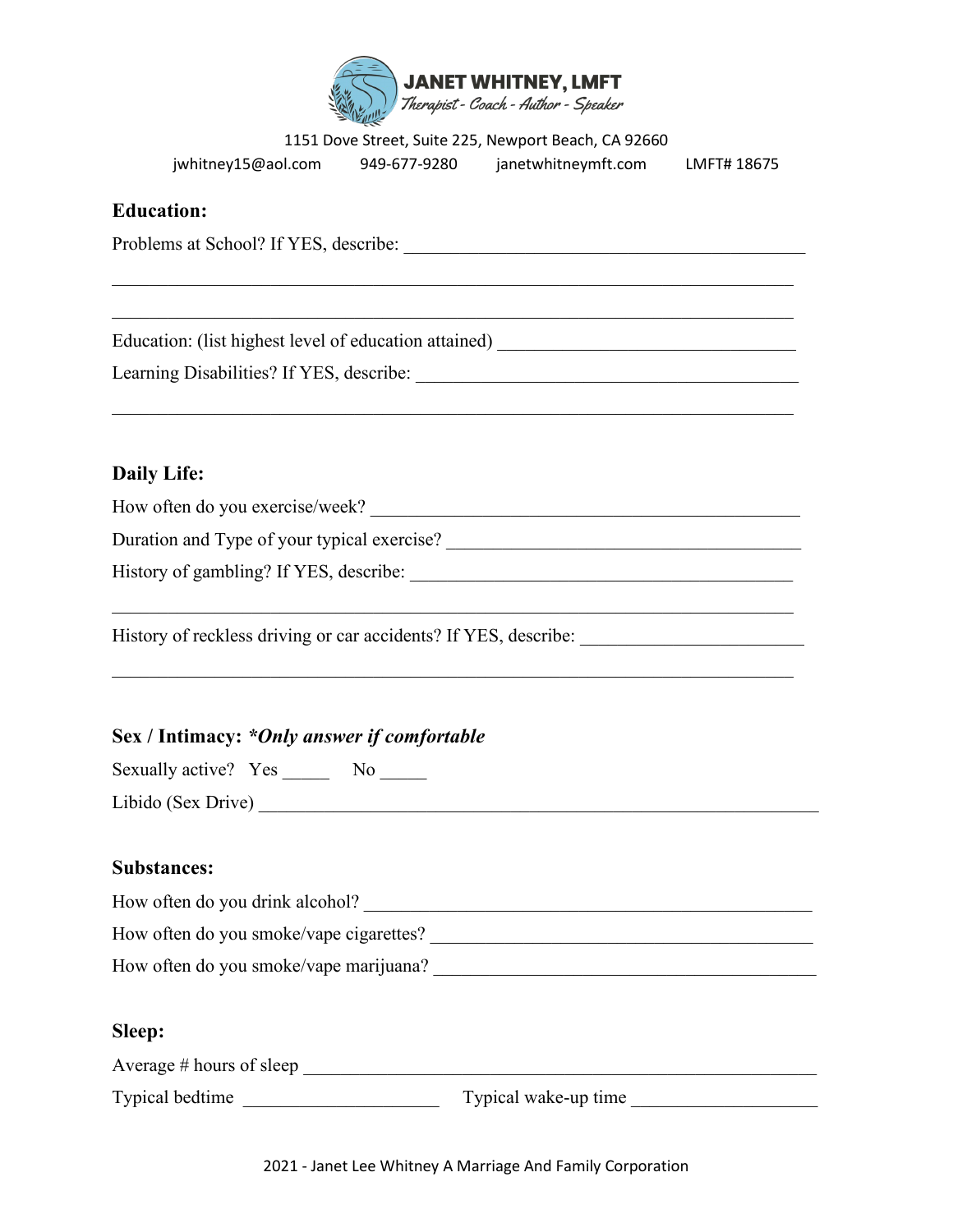**JANET WHITNEY, LMFT**
*Therapist - Coach - Author - Speaker*

1151 Dove Street, Suite 225, Newport Beach, CA 92660

jwhitney15@aol.com    949-677-9280    janetwhitneymft.com    LMFT# 18675

## Education:

Problems at School? If YES, describe: _______________________________________________

_______________________________________________________________________________

_______________________________________________________________________________

Education: (list highest level of education attained) _________________________________

Learning Disabilities? If YES, describe: ___________________________________________

_______________________________________________________________________________

## Daily Life:

How often do you exercise/week? _______________________________________________

Duration and Type of your typical exercise? _______________________________________

History of gambling? If YES, describe: ____________________________________________

_______________________________________________________________________________

History of reckless driving or car accidents? If YES, describe: _________________________

_______________________________________________________________________________

## Sex / Intimacy: *\*Only answer if comfortable*

Sexually active?   Yes _____   No _____

Libido (Sex Drive) _____________________________________________________________

## Substances:

How often do you drink alcohol? _________________________________________________

How often do you smoke/vape cigarettes? __________________________________________

How often do you smoke/vape marijuana? __________________________________________

## Sleep:

Average # hours of sleep ________________________________________________________

Typical bedtime _____________________   Typical wake-up time ___________________

2021 - Janet Lee Whitney A Marriage And Family Corporation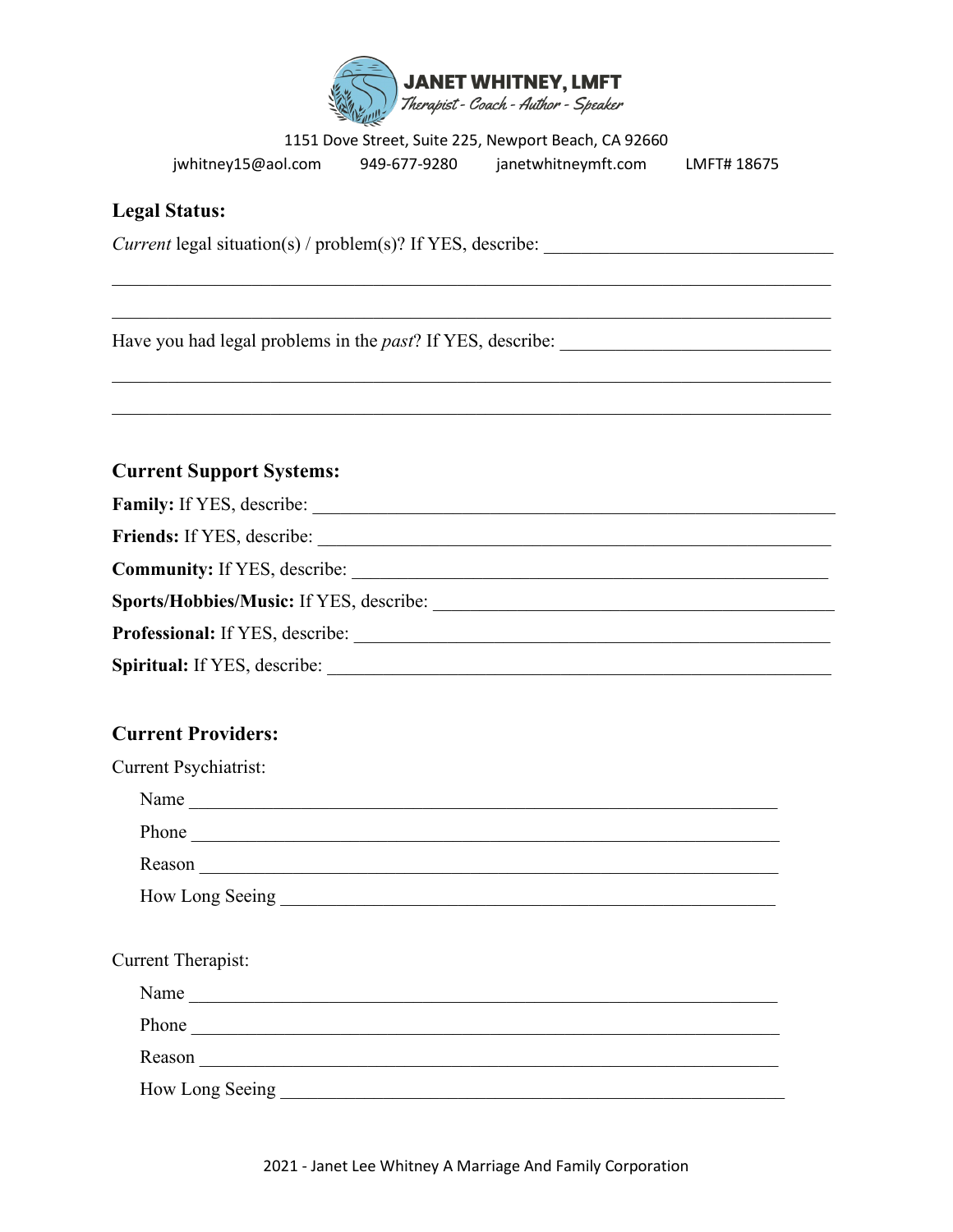**JANET WHITNEY, LMFT**
*Therapist - Coach - Author - Speaker*

1151 Dove Street, Suite 225, Newport Beach, CA 92660

jwhitney15@aol.com 949-677-9280 janetwhitneymft.com LMFT# 18675

## Legal Status:

*Current* legal situation(s) / problem(s)? If YES, describe: ______________________________

______________________________________________________________________________

______________________________________________________________________________

Have you had legal problems in the *past*? If YES, describe: ______________________________

______________________________________________________________________________

______________________________________________________________________________

## Current Support Systems:

**Family:** If YES, describe: ______________________________________________________

**Friends:** If YES, describe: _____________________________________________________

**Community:** If YES, describe: __________________________________________________

**Sports/Hobbies/Music:** If YES, describe: __________________________________________

**Professional:** If YES, describe: _________________________________________________

**Spiritual:** If YES, describe: ____________________________________________________

## Current Providers:

Current Psychiatrist:

Name ______________________________________________________________

Phone ______________________________________________________________

Reason _____________________________________________________________

How Long Seeing ______________________________________________________

Current Therapist:

Name ______________________________________________________________

Phone ______________________________________________________________

Reason _____________________________________________________________

How Long Seeing ______________________________________________________

2021 - Janet Lee Whitney A Marriage And Family Corporation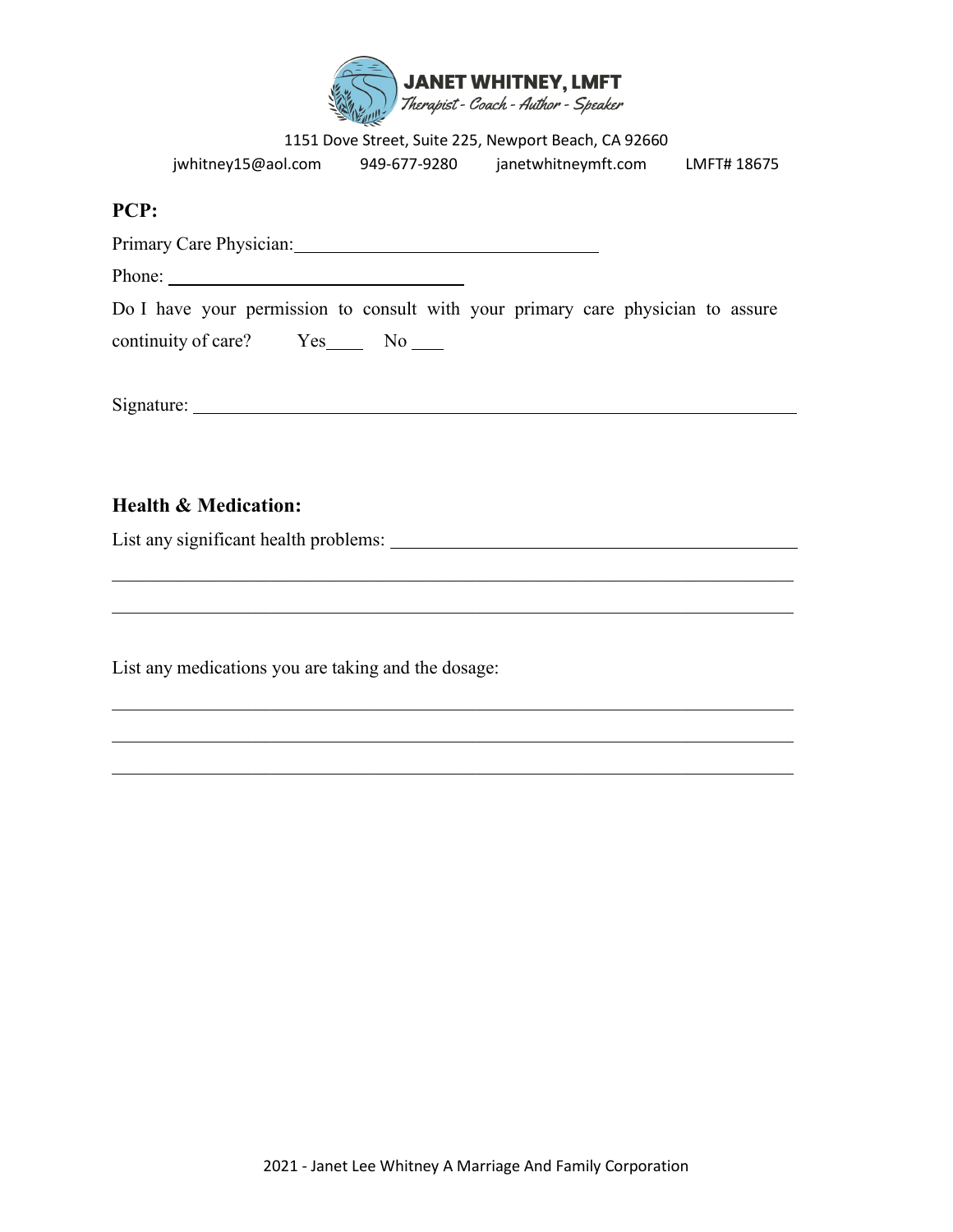**JANET WHITNEY, LMFT**
*Therapist - Coach - Author - Speaker*

1151 Dove Street, Suite 225, Newport Beach, CA 92660
jwhitney15@aol.com     949-677-9280     janetwhitneymft.com     LMFT# 18675

### PCP:

Primary Care Physician: ________________________________

Phone: ______________________________

Do I have your permission to consult with your primary care physician to assure continuity of care?     Yes____     No ____

Signature: ____________________________________________________________

### Health & Medication:

List any significant health problems: ________________________________________

________________________________________________________________________

________________________________________________________________________

List any medications you are taking and the dosage:

________________________________________________________________________

________________________________________________________________________

________________________________________________________________________

2021 - Janet Lee Whitney A Marriage And Family Corporation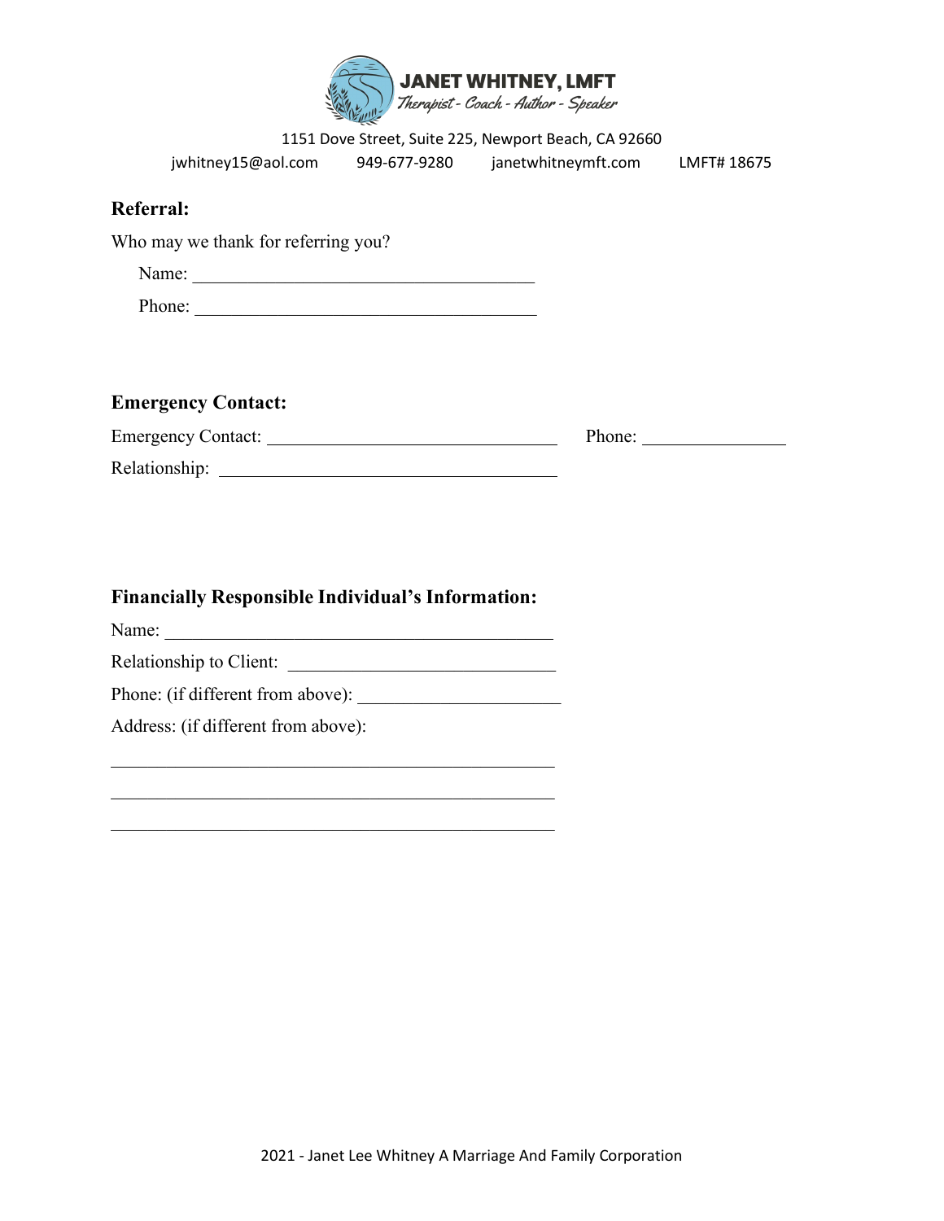**JANET WHITNEY, LMFT**
*Therapist - Coach - Author - Speaker*

1151 Dove Street, Suite 225, Newport Beach, CA 92660

jwhitney15@aol.com 949-677-9280 janetwhitneymft.com LMFT# 18675

## Referral:

Who may we thank for referring you?

Name: ____________________________________

Phone: ____________________________________

## Emergency Contact:

Emergency Contact: ______________________________ Phone: ______________

Relationship: __________________________________

## Financially Responsible Individual's Information:

Name: __________________________________________

Relationship to Client: ____________________________

Phone: (if different from above): ____________________

Address: (if different from above):

_______________________________________________

_______________________________________________

_______________________________________________

2021 - Janet Lee Whitney A Marriage And Family Corporation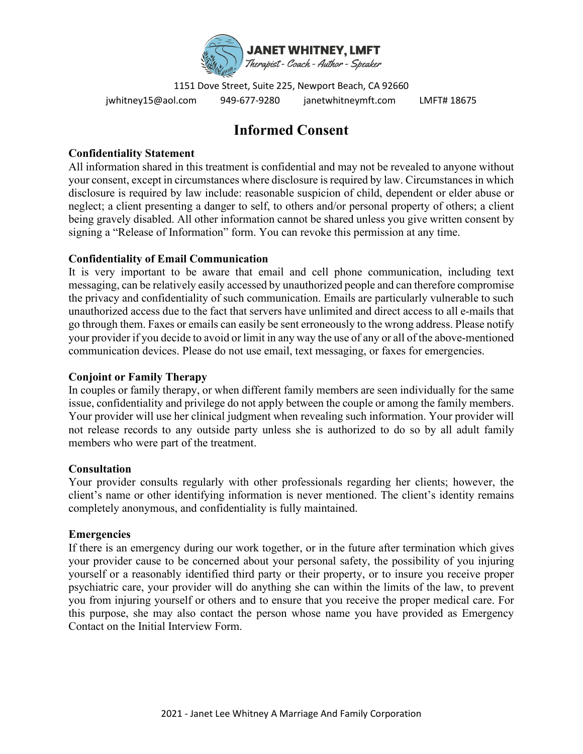**JANET WHITNEY, LMFT**
*Therapist - Coach - Author - Speaker*

1151 Dove Street, Suite 225, Newport Beach, CA 92660

jwhitney15@aol.com 949-677-9280 janetwhitneymft.com LMFT# 18675

# Informed Consent

**Confidentiality Statement**

All information shared in this treatment is confidential and may not be revealed to anyone without your consent, except in circumstances where disclosure is required by law. Circumstances in which disclosure is required by law include: reasonable suspicion of child, dependent or elder abuse or neglect; a client presenting a danger to self, to others and/or personal property of others; a client being gravely disabled. All other information cannot be shared unless you give written consent by signing a "Release of Information" form. You can revoke this permission at any time.

**Confidentiality of Email Communication**

It is very important to be aware that email and cell phone communication, including text messaging, can be relatively easily accessed by unauthorized people and can therefore compromise the privacy and confidentiality of such communication. Emails are particularly vulnerable to such unauthorized access due to the fact that servers have unlimited and direct access to all e-mails that go through them. Faxes or emails can easily be sent erroneously to the wrong address. Please notify your provider if you decide to avoid or limit in any way the use of any or all of the above-mentioned communication devices. Please do not use email, text messaging, or faxes for emergencies.

**Conjoint or Family Therapy**

In couples or family therapy, or when different family members are seen individually for the same issue, confidentiality and privilege do not apply between the couple or among the family members. Your provider will use her clinical judgment when revealing such information. Your provider will not release records to any outside party unless she is authorized to do so by all adult family members who were part of the treatment.

**Consultation**

Your provider consults regularly with other professionals regarding her clients; however, the client's name or other identifying information is never mentioned. The client's identity remains completely anonymous, and confidentiality is fully maintained.

**Emergencies**

If there is an emergency during our work together, or in the future after termination which gives your provider cause to be concerned about your personal safety, the possibility of you injuring yourself or a reasonably identified third party or their property, or to insure you receive proper psychiatric care, your provider will do anything she can within the limits of the law, to prevent you from injuring yourself or others and to ensure that you receive the proper medical care. For this purpose, she may also contact the person whose name you have provided as Emergency Contact on the Initial Interview Form.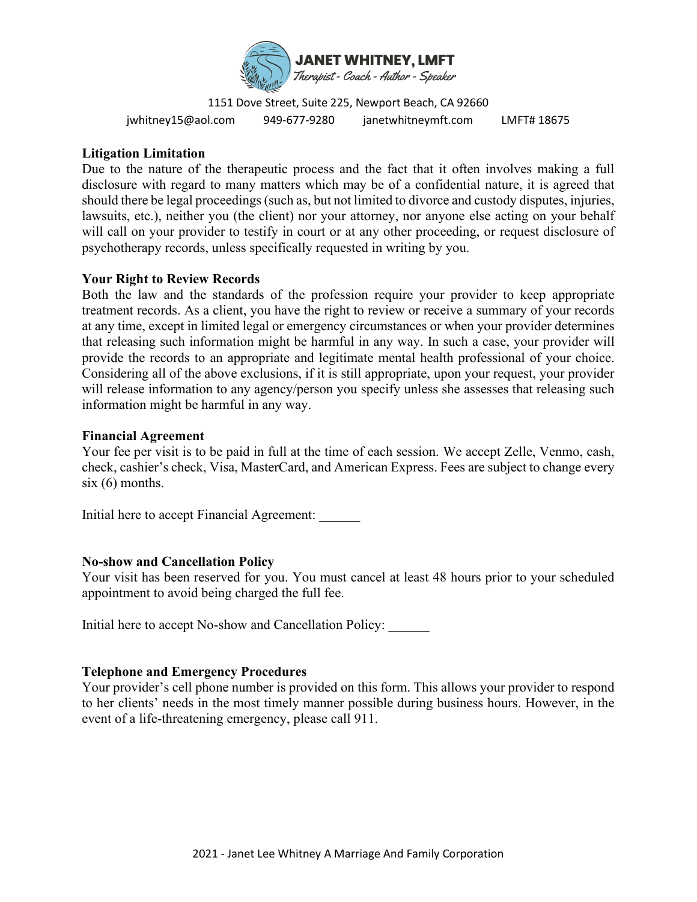## Litigation Limitation

Due to the nature of the therapeutic process and the fact that it often involves making a full disclosure with regard to many matters which may be of a confidential nature, it is agreed that should there be legal proceedings (such as, but not limited to divorce and custody disputes, injuries, lawsuits, etc.), neither you (the client) nor your attorney, nor anyone else acting on your behalf will call on your provider to testify in court or at any other proceeding, or request disclosure of psychotherapy records, unless specifically requested in writing by you.

## Your Right to Review Records

Both the law and the standards of the profession require your provider to keep appropriate treatment records. As a client, you have the right to review or receive a summary of your records at any time, except in limited legal or emergency circumstances or when your provider determines that releasing such information might be harmful in any way. In such a case, your provider will provide the records to an appropriate and legitimate mental health professional of your choice. Considering all of the above exclusions, if it is still appropriate, upon your request, your provider will release information to any agency/person you specify unless she assesses that releasing such information might be harmful in any way.

## Financial Agreement

Your fee per visit is to be paid in full at the time of each session. We accept Zelle, Venmo, cash, check, cashier's check, Visa, MasterCard, and American Express. Fees are subject to change every six (6) months.

Initial here to accept Financial Agreement: ______

## No-show and Cancellation Policy

Your visit has been reserved for you. You must cancel at least 48 hours prior to your scheduled appointment to avoid being charged the full fee.

Initial here to accept No-show and Cancellation Policy: ______

## Telephone and Emergency Procedures

Your provider's cell phone number is provided on this form. This allows your provider to respond to her clients' needs in the most timely manner possible during business hours. However, in the event of a life-threatening emergency, please call 911.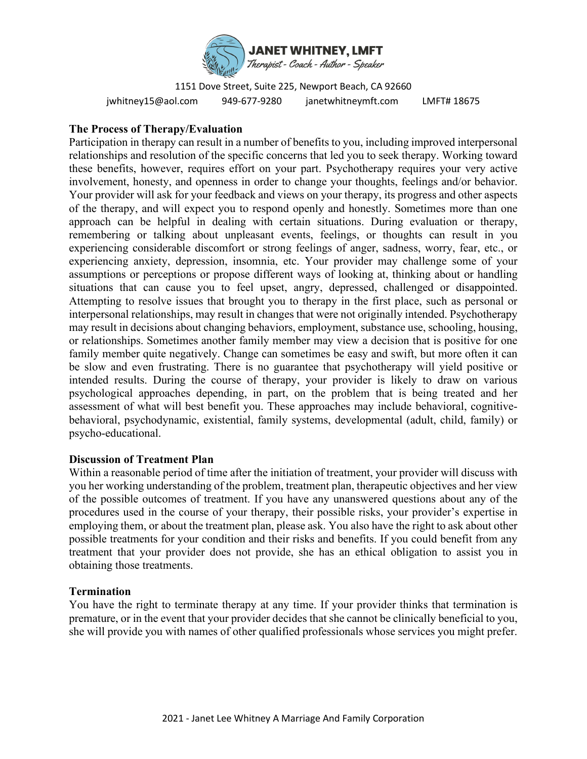## The Process of Therapy/Evaluation

Participation in therapy can result in a number of benefits to you, including improved interpersonal relationships and resolution of the specific concerns that led you to seek therapy. Working toward these benefits, however, requires effort on your part. Psychotherapy requires your very active involvement, honesty, and openness in order to change your thoughts, feelings and/or behavior. Your provider will ask for your feedback and views on your therapy, its progress and other aspects of the therapy, and will expect you to respond openly and honestly. Sometimes more than one approach can be helpful in dealing with certain situations. During evaluation or therapy, remembering or talking about unpleasant events, feelings, or thoughts can result in you experiencing considerable discomfort or strong feelings of anger, sadness, worry, fear, etc., or experiencing anxiety, depression, insomnia, etc. Your provider may challenge some of your assumptions or perceptions or propose different ways of looking at, thinking about or handling situations that can cause you to feel upset, angry, depressed, challenged or disappointed. Attempting to resolve issues that brought you to therapy in the first place, such as personal or interpersonal relationships, may result in changes that were not originally intended. Psychotherapy may result in decisions about changing behaviors, employment, substance use, schooling, housing, or relationships. Sometimes another family member may view a decision that is positive for one family member quite negatively. Change can sometimes be easy and swift, but more often it can be slow and even frustrating. There is no guarantee that psychotherapy will yield positive or intended results. During the course of therapy, your provider is likely to draw on various psychological approaches depending, in part, on the problem that is being treated and her assessment of what will best benefit you. These approaches may include behavioral, cognitive-behavioral, psychodynamic, existential, family systems, developmental (adult, child, family) or psycho-educational.

## Discussion of Treatment Plan

Within a reasonable period of time after the initiation of treatment, your provider will discuss with you her working understanding of the problem, treatment plan, therapeutic objectives and her view of the possible outcomes of treatment. If you have any unanswered questions about any of the procedures used in the course of your therapy, their possible risks, your provider's expertise in employing them, or about the treatment plan, please ask. You also have the right to ask about other possible treatments for your condition and their risks and benefits. If you could benefit from any treatment that your provider does not provide, she has an ethical obligation to assist you in obtaining those treatments.

## Termination

You have the right to terminate therapy at any time. If your provider thinks that termination is premature, or in the event that your provider decides that she cannot be clinically beneficial to you, she will provide you with names of other qualified professionals whose services you might prefer.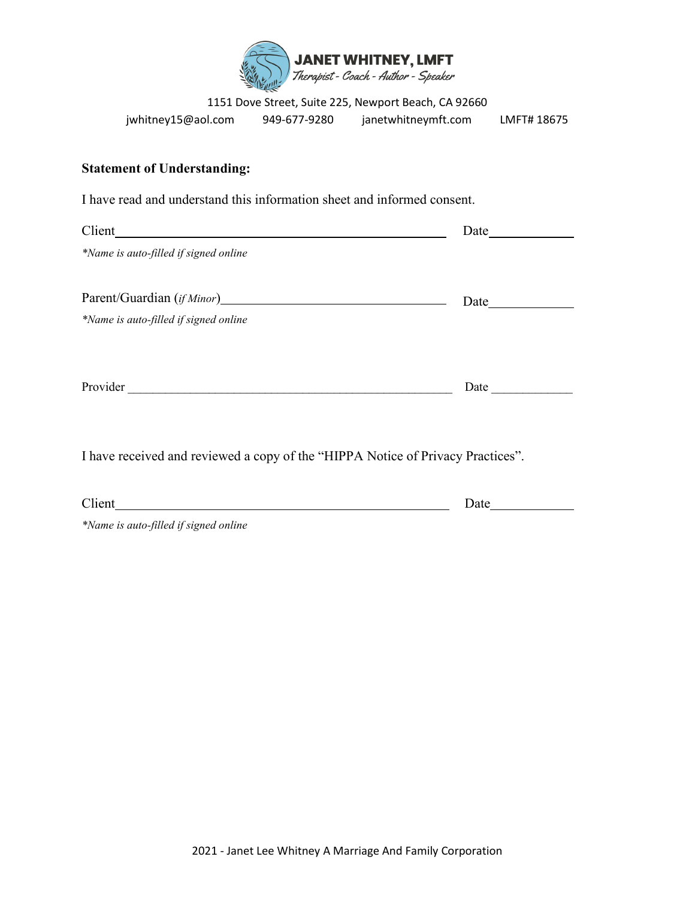**JANET WHITNEY, LMFT**
*Therapist - Coach - Author - Speaker*

1151 Dove Street, Suite 225, Newport Beach, CA 92660

jwhitney15@aol.com 949-677-9280 janetwhitneymft.com LMFT# 18675

**Statement of Understanding:**

I have read and understand this information sheet and informed consent.

Client\_\_\_\_\_\_\_\_\_\_\_\_\_\_\_\_\_\_\_\_\_\_\_\_\_\_\_\_\_\_\_\_\_\_\_\_\_\_\_\_ Date\_\_\_\_\_\_\_\_\_\_\_\_

*\*Name is auto-filled if signed online*

Parent/Guardian (*if Minor*)\_\_\_\_\_\_\_\_\_\_\_\_\_\_\_\_\_\_\_\_\_\_\_\_\_\_\_\_\_\_ Date\_\_\_\_\_\_\_\_\_\_\_\_

*\*Name is auto-filled if signed online*

Provider \_\_\_\_\_\_\_\_\_\_\_\_\_\_\_\_\_\_\_\_\_\_\_\_\_\_\_\_\_\_\_\_\_\_\_\_\_\_\_\_ Date \_\_\_\_\_\_\_\_\_\_\_\_

I have received and reviewed a copy of the "HIPPA Notice of Privacy Practices".

Client\_\_\_\_\_\_\_\_\_\_\_\_\_\_\_\_\_\_\_\_\_\_\_\_\_\_\_\_\_\_\_\_\_\_\_\_\_\_\_\_ Date\_\_\_\_\_\_\_\_\_\_\_\_

*\*Name is auto-filled if signed online*

2021 - Janet Lee Whitney A Marriage And Family Corporation